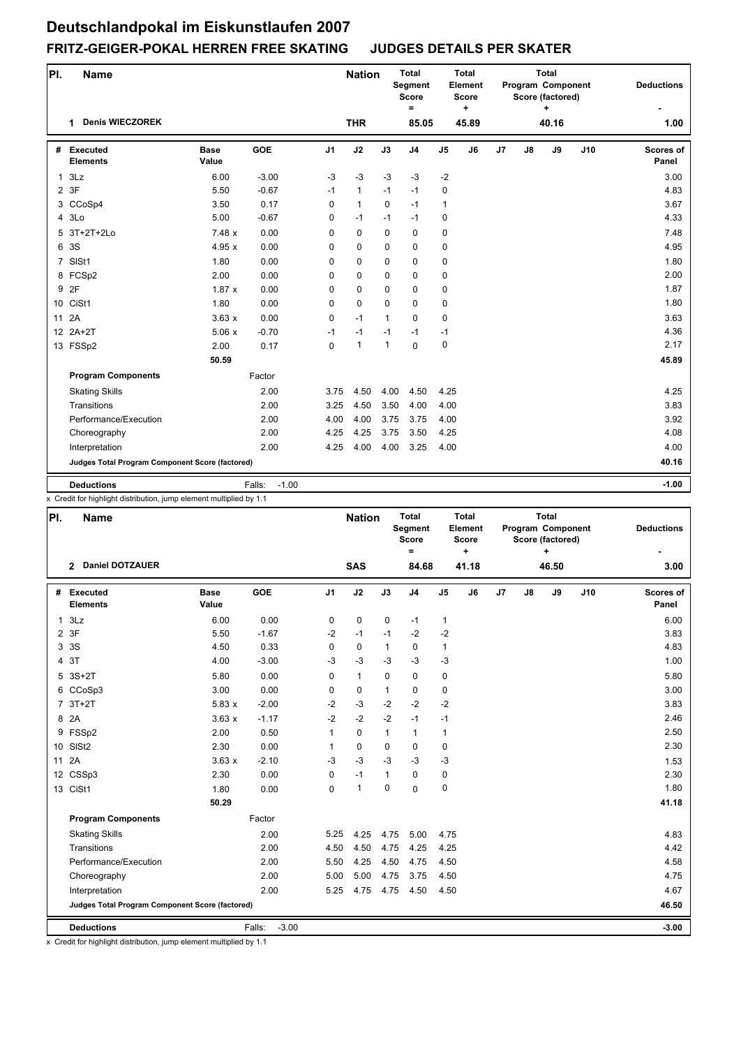# Deutschlandpokal im Eiskunstlaufen 2007

## FRITZ-GEIGER-POKAL HERREN FREE SKATING JUDGES DETAILS PER SKATER

| Pl. | Name | Nation | Total Segment Score = | Total Element Score + | Total Program Component Score (factored) + | Deductions - |
|---|---|---|---|---|---|---|
| 1 | Denis WIECZOREK | THR | 85.05 | 45.89 | 40.16 | 1.00 |

| # | Executed Elements | Base Value | GOE | J1 | J2 | J3 | J4 | J5 | J6 | J7 | J8 | J9 | J10 | Scores of Panel |
|---|---|---|---|---|---|---|---|---|---|---|---|---|---|---|
| 1 | 3Lz | 6.00 | -3.00 | -3 | -3 | -3 | -3 | -2 | | | | | | 3.00 |
| 2 | 3F | 5.50 | -0.67 | -1 | 1 | -1 | -1 | 0 | | | | | | 4.83 |
| 3 | CCoSp4 | 3.50 | 0.17 | 0 | 1 | 0 | -1 | 1 | | | | | | 3.67 |
| 4 | 3Lo | 5.00 | -0.67 | 0 | -1 | -1 | -1 | 0 | | | | | | 4.33 |
| 5 | 3T+2T+2Lo | 7.48 x | 0.00 | 0 | 0 | 0 | 0 | 0 | | | | | | 7.48 |
| 6 | 3S | 4.95 x | 0.00 | 0 | 0 | 0 | 0 | 0 | | | | | | 4.95 |
| 7 | SlSt1 | 1.80 | 0.00 | 0 | 0 | 0 | 0 | 0 | | | | | | 1.80 |
| 8 | FCSp2 | 2.00 | 0.00 | 0 | 0 | 0 | 0 | 0 | | | | | | 2.00 |
| 9 | 2F | 1.87 x | 0.00 | 0 | 0 | 0 | 0 | 0 | | | | | | 1.87 |
| 10 | CiSt1 | 1.80 | 0.00 | 0 | 0 | 0 | 0 | 0 | | | | | | 1.80 |
| 11 | 2A | 3.63 x | 0.00 | 0 | -1 | 1 | 0 | 0 | | | | | | 3.63 |
| 12 | 2A+2T | 5.06 x | -0.70 | -1 | -1 | -1 | -1 | -1 | | | | | | 4.36 |
| 13 | FSSp2 | 2.00 | 0.17 | 0 | 1 | 1 | 0 | 0 | | | | | | 2.17 |
| | | 50.59 | | | | | | | | | | | | 45.89 |
| | **Program Components** | | Factor | | | | | | | | | | | |
| | Skating Skills | | 2.00 | 3.75 | 4.50 | 4.00 | 4.50 | 4.25 | | | | | | 4.25 |
| | Transitions | | 2.00 | 3.25 | 4.50 | 3.50 | 4.00 | 4.00 | | | | | | 3.83 |
| | Performance/Execution | | 2.00 | 4.00 | 4.00 | 3.75 | 3.75 | 4.00 | | | | | | 3.92 |
| | Choreography | | 2.00 | 4.25 | 4.25 | 3.75 | 3.50 | 4.25 | | | | | | 4.08 |
| | Interpretation | | 2.00 | 4.25 | 4.00 | 4.00 | 3.25 | 4.00 | | | | | | 4.00 |
| | **Judges Total Program Component Score (factored)** | | | | | | | | | | | | | 40.16 |
| | **Deductions** | | Falls: -1.00 | | | | | | | | | | | -1.00 |

x Credit for highlight distribution, jump element multiplied by 1.1

| Pl. | Name | Nation | Total Segment Score = | Total Element Score + | Total Program Component Score (factored) + | Deductions - |
|---|---|---|---|---|---|---|
| 2 | Daniel DOTZAUER | SAS | 84.68 | 41.18 | 46.50 | 3.00 |

| # | Executed Elements | Base Value | GOE | J1 | J2 | J3 | J4 | J5 | J6 | J7 | J8 | J9 | J10 | Scores of Panel |
|---|---|---|---|---|---|---|---|---|---|---|---|---|---|---|
| 1 | 3Lz | 6.00 | 0.00 | 0 | 0 | 0 | -1 | 1 | | | | | | 6.00 |
| 2 | 3F | 5.50 | -1.67 | -2 | -1 | -1 | -2 | -2 | | | | | | 3.83 |
| 3 | 3S | 4.50 | 0.33 | 0 | 0 | 1 | 0 | 1 | | | | | | 4.83 |
| 4 | 3T | 4.00 | -3.00 | -3 | -3 | -3 | -3 | -3 | | | | | | 1.00 |
| 5 | 3S+2T | 5.80 | 0.00 | 0 | 1 | 0 | 0 | 0 | | | | | | 5.80 |
| 6 | CCoSp3 | 3.00 | 0.00 | 0 | 0 | 1 | 0 | 0 | | | | | | 3.00 |
| 7 | 3T+2T | 5.83 x | -2.00 | -2 | -3 | -2 | -2 | -2 | | | | | | 3.83 |
| 8 | 2A | 3.63 x | -1.17 | -2 | -2 | -2 | -1 | -1 | | | | | | 2.46 |
| 9 | FSSp2 | 2.00 | 0.50 | 1 | 0 | 1 | 1 | 1 | | | | | | 2.50 |
| 10 | SlSt2 | 2.30 | 0.00 | 1 | 0 | 0 | 0 | 0 | | | | | | 2.30 |
| 11 | 2A | 3.63 x | -2.10 | -3 | -3 | -3 | -3 | -3 | | | | | | 1.53 |
| 12 | CSSp3 | 2.30 | 0.00 | 0 | -1 | 1 | 0 | 0 | | | | | | 2.30 |
| 13 | CiSt1 | 1.80 | 0.00 | 0 | 1 | 0 | 0 | 0 | | | | | | 1.80 |
| | | 50.29 | | | | | | | | | | | | 41.18 |
| | **Program Components** | | Factor | | | | | | | | | | | |
| | Skating Skills | | 2.00 | 5.25 | 4.25 | 4.75 | 5.00 | 4.75 | | | | | | 4.83 |
| | Transitions | | 2.00 | 4.50 | 4.50 | 4.75 | 4.25 | 4.25 | | | | | | 4.42 |
| | Performance/Execution | | 2.00 | 5.50 | 4.25 | 4.50 | 4.75 | 4.50 | | | | | | 4.58 |
| | Choreography | | 2.00 | 5.00 | 5.00 | 4.75 | 3.75 | 4.50 | | | | | | 4.75 |
| | Interpretation | | 2.00 | 5.25 | 4.75 | 4.75 | 4.50 | 4.50 | | | | | | 4.67 |
| | **Judges Total Program Component Score (factored)** | | | | | | | | | | | | | 46.50 |
| | **Deductions** | | Falls: -3.00 | | | | | | | | | | | -3.00 |

x Credit for highlight distribution, jump element multiplied by 1.1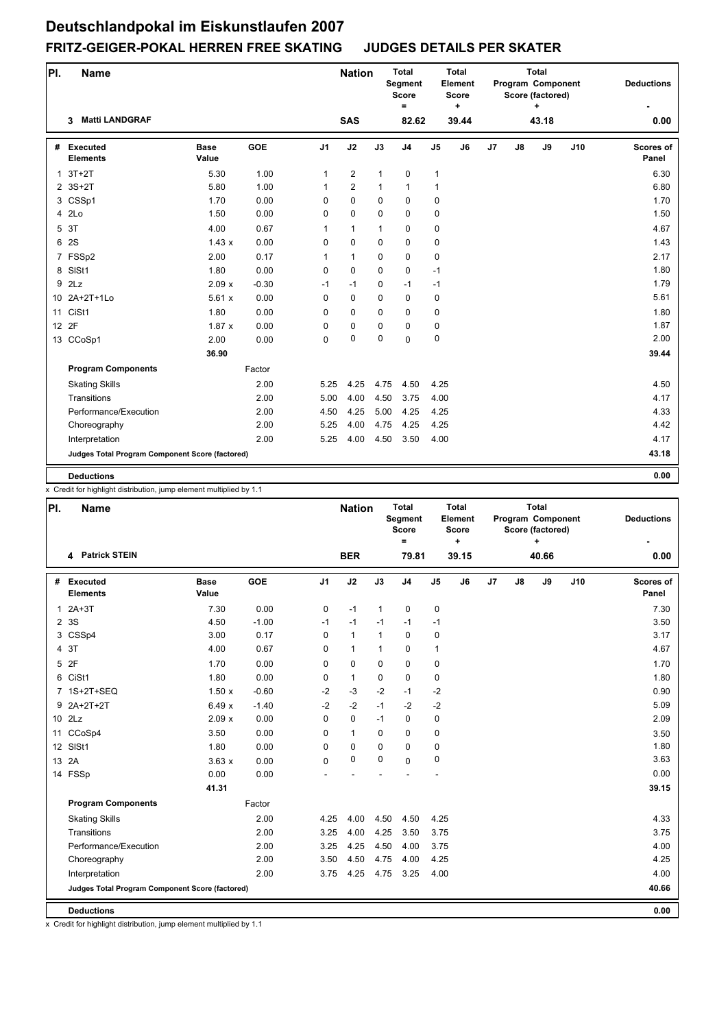# Deutschlandpokal im Eiskunstlaufen 2007

## FRITZ-GEIGER-POKAL HERREN FREE SKATING JUDGES DETAILS PER SKATER

| Pl. | Name | Nation | Total Segment Score = | Total Element Score + | Total Program Component Score (factored) + | Deductions - |
|---|---|---|---|---|---|---|
| 3 | Matti LANDGRAF | SAS | 82.62 | 39.44 | 43.18 | 0.00 |

| # | Executed Elements | Base Value | GOE | J1 | J2 | J3 | J4 | J5 | J6 | J7 | J8 | J9 | J10 | Scores of Panel |
|---|---|---|---|---|---|---|---|---|---|---|---|---|---|---|
| 1 | 3T+2T | 5.30 | 1.00 | 1 | 2 | 1 | 0 | 1 | | | | | | 6.30 |
| 2 | 3S+2T | 5.80 | 1.00 | 1 | 2 | 1 | 1 | 1 | | | | | | 6.80 |
| 3 | CSSp1 | 1.70 | 0.00 | 0 | 0 | 0 | 0 | 0 | | | | | | 1.70 |
| 4 | 2Lo | 1.50 | 0.00 | 0 | 0 | 0 | 0 | 0 | | | | | | 1.50 |
| 5 | 3T | 4.00 | 0.67 | 1 | 1 | 1 | 0 | 0 | | | | | | 4.67 |
| 6 | 2S | 1.43 x | 0.00 | 0 | 0 | 0 | 0 | 0 | | | | | | 1.43 |
| 7 | FSSp2 | 2.00 | 0.17 | 1 | 1 | 0 | 0 | 0 | | | | | | 2.17 |
| 8 | SlSt1 | 1.80 | 0.00 | 0 | 0 | 0 | 0 | -1 | | | | | | 1.80 |
| 9 | 2Lz | 2.09 x | -0.30 | -1 | -1 | 0 | -1 | -1 | | | | | | 1.79 |
| 10 | 2A+2T+1Lo | 5.61 x | 0.00 | 0 | 0 | 0 | 0 | 0 | | | | | | 5.61 |
| 11 | CiSt1 | 1.80 | 0.00 | 0 | 0 | 0 | 0 | 0 | | | | | | 1.80 |
| 12 | 2F | 1.87 x | 0.00 | 0 | 0 | 0 | 0 | 0 | | | | | | 1.87 |
| 13 | CCoSp1 | 2.00 | 0.00 | 0 | 0 | 0 | 0 | 0 | | | | | | 2.00 |
| | | 36.90 | | | | | | | | | | | | 39.44 |
| | **Program Components** | | Factor | | | | | | | | | | | |
| | Skating Skills | | 2.00 | 5.25 | 4.25 | 4.75 | 4.50 | 4.25 | | | | | | 4.50 |
| | Transitions | | 2.00 | 5.00 | 4.00 | 4.50 | 3.75 | 4.00 | | | | | | 4.17 |
| | Performance/Execution | | 2.00 | 4.50 | 4.25 | 5.00 | 4.25 | 4.25 | | | | | | 4.33 |
| | Choreography | | 2.00 | 5.25 | 4.00 | 4.75 | 4.25 | 4.25 | | | | | | 4.42 |
| | Interpretation | | 2.00 | 5.25 | 4.00 | 4.50 | 3.50 | 4.00 | | | | | | 4.17 |
| | **Judges Total Program Component Score (factored)** | | | | | | | | | | | | | 43.18 |
| | **Deductions** | | | | | | | | | | | | | 0.00 |

x Credit for highlight distribution, jump element multiplied by 1.1

| Pl. | Name | Nation | Total Segment Score = | Total Element Score + | Total Program Component Score (factored) + | Deductions - |
|---|---|---|---|---|---|---|
| 4 | Patrick STEIN | BER | 79.81 | 39.15 | 40.66 | 0.00 |

| # | Executed Elements | Base Value | GOE | J1 | J2 | J3 | J4 | J5 | J6 | J7 | J8 | J9 | J10 | Scores of Panel |
|---|---|---|---|---|---|---|---|---|---|---|---|---|---|---|
| 1 | 2A+3T | 7.30 | 0.00 | 0 | -1 | 1 | 0 | 0 | | | | | | 7.30 |
| 2 | 3S | 4.50 | -1.00 | -1 | -1 | -1 | -1 | -1 | | | | | | 3.50 |
| 3 | CSSp4 | 3.00 | 0.17 | 0 | 1 | 1 | 0 | 0 | | | | | | 3.17 |
| 4 | 3T | 4.00 | 0.67 | 0 | 1 | 1 | 0 | 1 | | | | | | 4.67 |
| 5 | 2F | 1.70 | 0.00 | 0 | 0 | 0 | 0 | 0 | | | | | | 1.70 |
| 6 | CiSt1 | 1.80 | 0.00 | 0 | 1 | 0 | 0 | 0 | | | | | | 1.80 |
| 7 | 1S+2T+SEQ | 1.50 x | -0.60 | -2 | -3 | -2 | -1 | -2 | | | | | | 0.90 |
| 9 | 2A+2T+2T | 6.49 x | -1.40 | -2 | -2 | -1 | -2 | -2 | | | | | | 5.09 |
| 10 | 2Lz | 2.09 x | 0.00 | 0 | 0 | -1 | 0 | 0 | | | | | | 2.09 |
| 11 | CCoSp4 | 3.50 | 0.00 | 0 | 1 | 0 | 0 | 0 | | | | | | 3.50 |
| 12 | SlSt1 | 1.80 | 0.00 | 0 | 0 | 0 | 0 | 0 | | | | | | 1.80 |
| 13 | 2A | 3.63 x | 0.00 | 0 | 0 | 0 | 0 | 0 | | | | | | 3.63 |
| 14 | FSSp | 0.00 | 0.00 | - | - | - | - | - | | | | | | 0.00 |
| | | 41.31 | | | | | | | | | | | | 39.15 |
| | **Program Components** | | Factor | | | | | | | | | | | |
| | Skating Skills | | 2.00 | 4.25 | 4.00 | 4.50 | 4.50 | 4.25 | | | | | | 4.33 |
| | Transitions | | 2.00 | 3.25 | 4.00 | 4.25 | 3.50 | 3.75 | | | | | | 3.75 |
| | Performance/Execution | | 2.00 | 3.25 | 4.25 | 4.50 | 4.00 | 3.75 | | | | | | 4.00 |
| | Choreography | | 2.00 | 3.50 | 4.50 | 4.75 | 4.00 | 4.25 | | | | | | 4.25 |
| | Interpretation | | 2.00 | 3.75 | 4.25 | 4.75 | 3.25 | 4.00 | | | | | | 4.00 |
| | **Judges Total Program Component Score (factored)** | | | | | | | | | | | | | 40.66 |
| | **Deductions** | | | | | | | | | | | | | 0.00 |

x Credit for highlight distribution, jump element multiplied by 1.1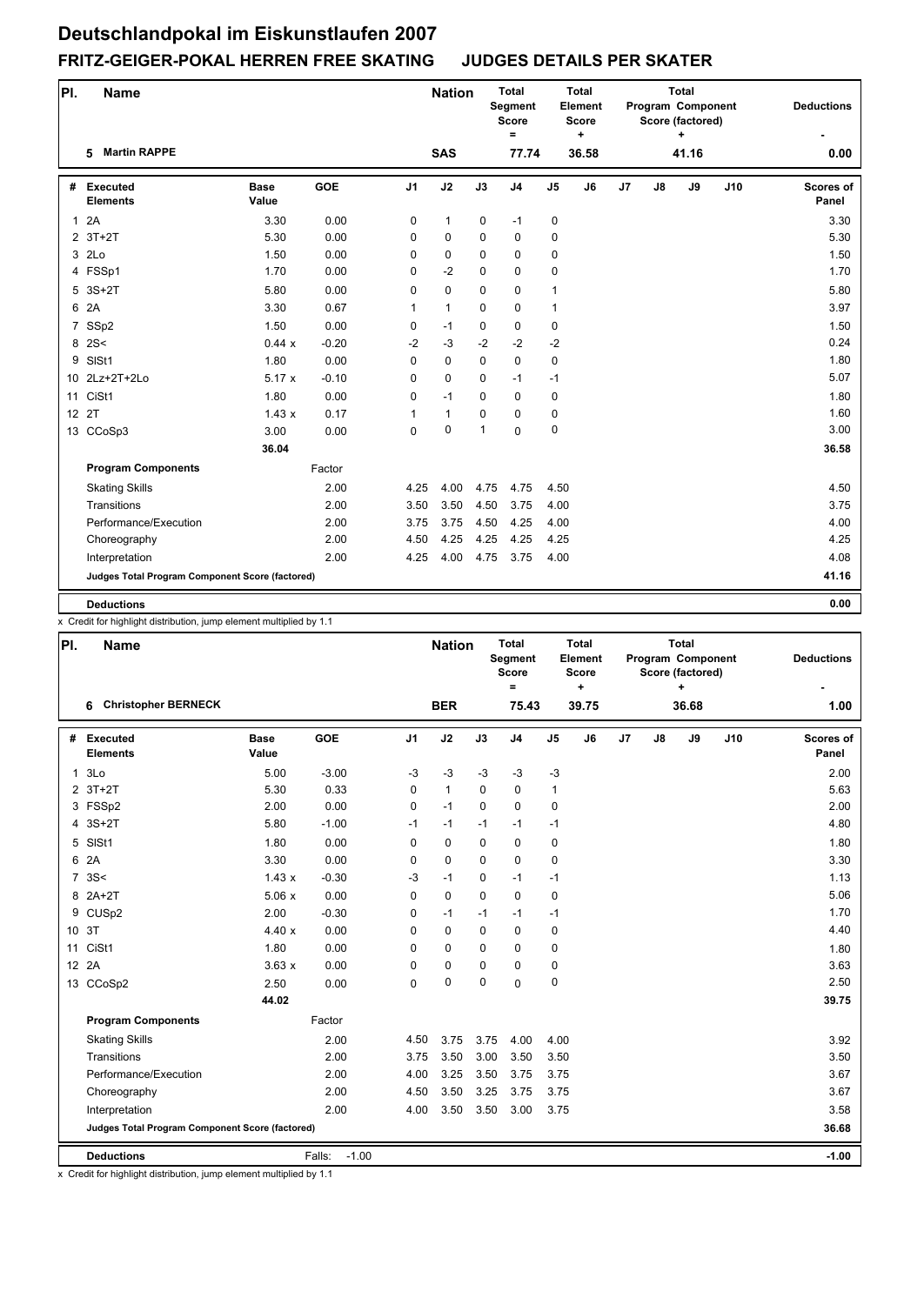# Deutschlandpokal im Eiskunstlaufen 2007

## FRITZ-GEIGER-POKAL HERREN FREE SKATING JUDGES DETAILS PER SKATER

| Pl. | Name | Nation | Total Segment Score = | Total Element Score + | Total Program Component Score (factored) + | Deductions - |
|---|---|---|---|---|---|---|
| 5 | Martin RAPPE | SAS | 77.74 | 36.58 | 41.16 | 0.00 |

| # | Executed Elements | Base Value | GOE | J1 | J2 | J3 | J4 | J5 | J6 | J7 | J8 | J9 | J10 | Scores of Panel |
|---|---|---|---|---|---|---|---|---|---|---|---|---|---|---|
| 1 | 2A | 3.30 | 0.00 | 0 | 1 | 0 | -1 | 0 | | | | | | 3.30 |
| 2 | 3T+2T | 5.30 | 0.00 | 0 | 0 | 0 | 0 | 0 | | | | | | 5.30 |
| 3 | 2Lo | 1.50 | 0.00 | 0 | 0 | 0 | 0 | 0 | | | | | | 1.50 |
| 4 | FSSp1 | 1.70 | 0.00 | 0 | -2 | 0 | 0 | 0 | | | | | | 1.70 |
| 5 | 3S+2T | 5.80 | 0.00 | 0 | 0 | 0 | 0 | 1 | | | | | | 5.80 |
| 6 | 2A | 3.30 | 0.67 | 1 | 1 | 0 | 0 | 1 | | | | | | 3.97 |
| 7 | SSp2 | 1.50 | 0.00 | 0 | -1 | 0 | 0 | 0 | | | | | | 1.50 |
| 8 | 2S< | 0.44 x | -0.20 | -2 | -3 | -2 | -2 | -2 | | | | | | 0.24 |
| 9 | SlSt1 | 1.80 | 0.00 | 0 | 0 | 0 | 0 | 0 | | | | | | 1.80 |
| 10 | 2Lz+2T+2Lo | 5.17 x | -0.10 | 0 | 0 | 0 | -1 | -1 | | | | | | 5.07 |
| 11 | CiSt1 | 1.80 | 0.00 | 0 | -1 | 0 | 0 | 0 | | | | | | 1.80 |
| 12 | 2T | 1.43 x | 0.17 | 1 | 1 | 0 | 0 | 0 | | | | | | 1.60 |
| 13 | CCoSp3 | 3.00 | 0.00 | 0 | 0 | 1 | 0 | 0 | | | | | | 3.00 |
| | | 36.04 | | | | | | | | | | | | 36.58 |
| | **Program Components** | | Factor | | | | | | | | | | | |
| | Skating Skills | | 2.00 | 4.25 | 4.00 | 4.75 | 4.75 | 4.50 | | | | | | 4.50 |
| | Transitions | | 2.00 | 3.50 | 3.50 | 4.50 | 3.75 | 4.00 | | | | | | 3.75 |
| | Performance/Execution | | 2.00 | 3.75 | 3.75 | 4.50 | 4.25 | 4.00 | | | | | | 4.00 |
| | Choreography | | 2.00 | 4.50 | 4.25 | 4.25 | 4.25 | 4.25 | | | | | | 4.25 |
| | Interpretation | | 2.00 | 4.25 | 4.00 | 4.75 | 3.75 | 4.00 | | | | | | 4.08 |
| | **Judges Total Program Component Score (factored)** | | | | | | | | | | | | | 41.16 |
| | **Deductions** | | | | | | | | | | | | | 0.00 |

x Credit for highlight distribution, jump element multiplied by 1.1

| Pl. | Name | Nation | Total Segment Score = | Total Element Score + | Total Program Component Score (factored) + | Deductions - |
|---|---|---|---|---|---|---|
| 6 | Christopher BERNECK | BER | 75.43 | 39.75 | 36.68 | 1.00 |

| # | Executed Elements | Base Value | GOE | J1 | J2 | J3 | J4 | J5 | J6 | J7 | J8 | J9 | J10 | Scores of Panel |
|---|---|---|---|---|---|---|---|---|---|---|---|---|---|---|
| 1 | 3Lo | 5.00 | -3.00 | -3 | -3 | -3 | -3 | -3 | | | | | | 2.00 |
| 2 | 3T+2T | 5.30 | 0.33 | 0 | 1 | 0 | 0 | 1 | | | | | | 5.63 |
| 3 | FSSp2 | 2.00 | 0.00 | 0 | -1 | 0 | 0 | 0 | | | | | | 2.00 |
| 4 | 3S+2T | 5.80 | -1.00 | -1 | -1 | -1 | -1 | -1 | | | | | | 4.80 |
| 5 | SlSt1 | 1.80 | 0.00 | 0 | 0 | 0 | 0 | 0 | | | | | | 1.80 |
| 6 | 2A | 3.30 | 0.00 | 0 | 0 | 0 | 0 | 0 | | | | | | 3.30 |
| 7 | 3S< | 1.43 x | -0.30 | -3 | -1 | 0 | -1 | -1 | | | | | | 1.13 |
| 8 | 2A+2T | 5.06 x | 0.00 | 0 | 0 | 0 | 0 | 0 | | | | | | 5.06 |
| 9 | CUSp2 | 2.00 | -0.30 | 0 | -1 | -1 | -1 | -1 | | | | | | 1.70 |
| 10 | 3T | 4.40 x | 0.00 | 0 | 0 | 0 | 0 | 0 | | | | | | 4.40 |
| 11 | CiSt1 | 1.80 | 0.00 | 0 | 0 | 0 | 0 | 0 | | | | | | 1.80 |
| 12 | 2A | 3.63 x | 0.00 | 0 | 0 | 0 | 0 | 0 | | | | | | 3.63 |
| 13 | CCoSp2 | 2.50 | 0.00 | 0 | 0 | 0 | 0 | 0 | | | | | | 2.50 |
| | | 44.02 | | | | | | | | | | | | 39.75 |
| | **Program Components** | | Factor | | | | | | | | | | | |
| | Skating Skills | | 2.00 | 4.50 | 3.75 | 3.75 | 4.00 | 4.00 | | | | | | 3.92 |
| | Transitions | | 2.00 | 3.75 | 3.50 | 3.00 | 3.50 | 3.50 | | | | | | 3.50 |
| | Performance/Execution | | 2.00 | 4.00 | 3.25 | 3.50 | 3.75 | 3.75 | | | | | | 3.67 |
| | Choreography | | 2.00 | 4.50 | 3.50 | 3.25 | 3.75 | 3.75 | | | | | | 3.67 |
| | Interpretation | | 2.00 | 4.00 | 3.50 | 3.50 | 3.00 | 3.75 | | | | | | 3.58 |
| | **Judges Total Program Component Score (factored)** | | | | | | | | | | | | | 36.68 |
| | **Deductions** | | Falls: -1.00 | | | | | | | | | | | -1.00 |

x Credit for highlight distribution, jump element multiplied by 1.1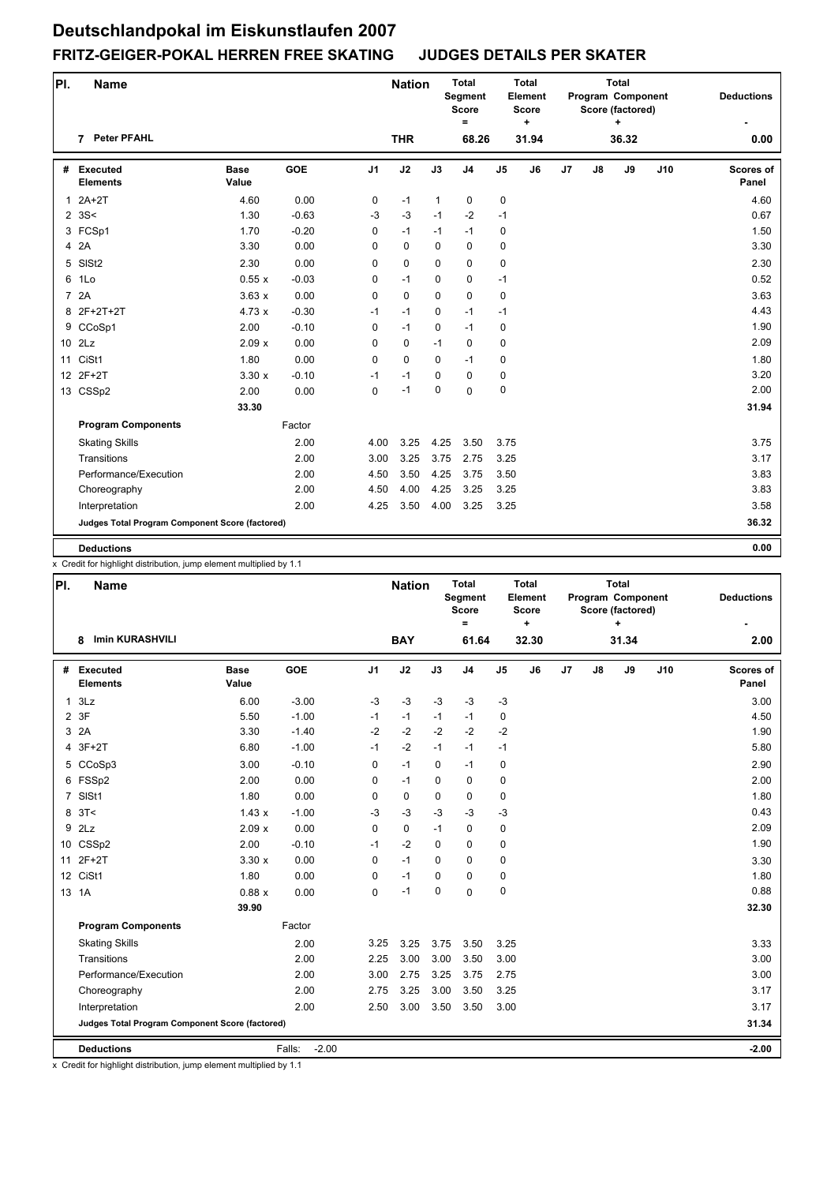# Deutschlandpokal im Eiskunstlaufen 2007

## FRITZ-GEIGER-POKAL HERREN FREE SKATING JUDGES DETAILS PER SKATER

| Pl. | Name | Nation | Total Segment Score = | Total Element Score + | Total Program Component Score (factored) + | Deductions - |
|---|---|---|---|---|---|---|
| 7 | Peter PFAHL | THR | 68.26 | 31.94 | 36.32 | 0.00 |

| # | Executed Elements | Base Value | GOE | J1 | J2 | J3 | J4 | J5 | J6 | J7 | J8 | J9 | J10 | Scores of Panel |
|---|---|---|---|---|---|---|---|---|---|---|---|---|---|---|
| 1 | 2A+2T | 4.60 | 0.00 | 0 | -1 | 1 | 0 | 0 | | | | | | 4.60 |
| 2 | 3S< | 1.30 | -0.63 | -3 | -3 | -1 | -2 | -1 | | | | | | 0.67 |
| 3 | FCSp1 | 1.70 | -0.20 | 0 | -1 | -1 | -1 | 0 | | | | | | 1.50 |
| 4 | 2A | 3.30 | 0.00 | 0 | 0 | 0 | 0 | 0 | | | | | | 3.30 |
| 5 | SlSt2 | 2.30 | 0.00 | 0 | 0 | 0 | 0 | 0 | | | | | | 2.30 |
| 6 | 1Lo | 0.55 x | -0.03 | 0 | -1 | 0 | 0 | -1 | | | | | | 0.52 |
| 7 | 2A | 3.63 x | 0.00 | 0 | 0 | 0 | 0 | 0 | | | | | | 3.63 |
| 8 | 2F+2T+2T | 4.73 x | -0.30 | -1 | -1 | 0 | -1 | -1 | | | | | | 4.43 |
| 9 | CCoSp1 | 2.00 | -0.10 | 0 | -1 | 0 | -1 | 0 | | | | | | 1.90 |
| 10 | 2Lz | 2.09 x | 0.00 | 0 | 0 | -1 | 0 | 0 | | | | | | 2.09 |
| 11 | CiSt1 | 1.80 | 0.00 | 0 | 0 | 0 | -1 | 0 | | | | | | 1.80 |
| 12 | 2F+2T | 3.30 x | -0.10 | -1 | -1 | 0 | 0 | 0 | | | | | | 3.20 |
| 13 | CSSp2 | 2.00 | 0.00 | 0 | -1 | 0 | 0 | 0 | | | | | | 2.00 |
| | | 33.30 | | | | | | | | | | | | 31.94 |
| | **Program Components** | | Factor | | | | | | | | | | | |
| | Skating Skills | | 2.00 | 4.00 | 3.25 | 4.25 | 3.50 | 3.75 | | | | | | 3.75 |
| | Transitions | | 2.00 | 3.00 | 3.25 | 3.75 | 2.75 | 3.25 | | | | | | 3.17 |
| | Performance/Execution | | 2.00 | 4.50 | 3.50 | 4.25 | 3.75 | 3.50 | | | | | | 3.83 |
| | Choreography | | 2.00 | 4.50 | 4.00 | 4.25 | 3.25 | 3.25 | | | | | | 3.83 |
| | Interpretation | | 2.00 | 4.25 | 3.50 | 4.00 | 3.25 | 3.25 | | | | | | 3.58 |
| | **Judges Total Program Component Score (factored)** | | | | | | | | | | | | | 36.32 |
| | **Deductions** | | | | | | | | | | | | | 0.00 |

x Credit for highlight distribution, jump element multiplied by 1.1

| Pl. | Name | Nation | Total Segment Score = | Total Element Score + | Total Program Component Score (factored) + | Deductions - |
|---|---|---|---|---|---|---|
| 8 | Imin KURASHVILI | BAY | 61.64 | 32.30 | 31.34 | 2.00 |

| # | Executed Elements | Base Value | GOE | J1 | J2 | J3 | J4 | J5 | J6 | J7 | J8 | J9 | J10 | Scores of Panel |
|---|---|---|---|---|---|---|---|---|---|---|---|---|---|---|
| 1 | 3Lz | 6.00 | -3.00 | -3 | -3 | -3 | -3 | -3 | | | | | | 3.00 |
| 2 | 3F | 5.50 | -1.00 | -1 | -1 | -1 | -1 | 0 | | | | | | 4.50 |
| 3 | 2A | 3.30 | -1.40 | -2 | -2 | -2 | -2 | -2 | | | | | | 1.90 |
| 4 | 3F+2T | 6.80 | -1.00 | -1 | -2 | -1 | -1 | -1 | | | | | | 5.80 |
| 5 | CCoSp3 | 3.00 | -0.10 | 0 | -1 | 0 | -1 | 0 | | | | | | 2.90 |
| 6 | FSSp2 | 2.00 | 0.00 | 0 | -1 | 0 | 0 | 0 | | | | | | 2.00 |
| 7 | SlSt1 | 1.80 | 0.00 | 0 | 0 | 0 | 0 | 0 | | | | | | 1.80 |
| 8 | 3T< | 1.43 x | -1.00 | -3 | -3 | -3 | -3 | -3 | | | | | | 0.43 |
| 9 | 2Lz | 2.09 x | 0.00 | 0 | 0 | -1 | 0 | 0 | | | | | | 2.09 |
| 10 | CSSp2 | 2.00 | -0.10 | -1 | -2 | 0 | 0 | 0 | | | | | | 1.90 |
| 11 | 2F+2T | 3.30 x | 0.00 | 0 | -1 | 0 | 0 | 0 | | | | | | 3.30 |
| 12 | CiSt1 | 1.80 | 0.00 | 0 | -1 | 0 | 0 | 0 | | | | | | 1.80 |
| 13 | 1A | 0.88 x | 0.00 | 0 | -1 | 0 | 0 | 0 | | | | | | 0.88 |
| | | 39.90 | | | | | | | | | | | | 32.30 |
| | **Program Components** | | Factor | | | | | | | | | | | |
| | Skating Skills | | 2.00 | 3.25 | 3.25 | 3.75 | 3.50 | 3.25 | | | | | | 3.33 |
| | Transitions | | 2.00 | 2.25 | 3.00 | 3.00 | 3.50 | 3.00 | | | | | | 3.00 |
| | Performance/Execution | | 2.00 | 3.00 | 2.75 | 3.25 | 3.75 | 2.75 | | | | | | 3.00 |
| | Choreography | | 2.00 | 2.75 | 3.25 | 3.00 | 3.50 | 3.25 | | | | | | 3.17 |
| | Interpretation | | 2.00 | 2.50 | 3.00 | 3.50 | 3.50 | 3.00 | | | | | | 3.17 |
| | **Judges Total Program Component Score (factored)** | | | | | | | | | | | | | 31.34 |
| | **Deductions** | | Falls: -2.00 | | | | | | | | | | | -2.00 |

x Credit for highlight distribution, jump element multiplied by 1.1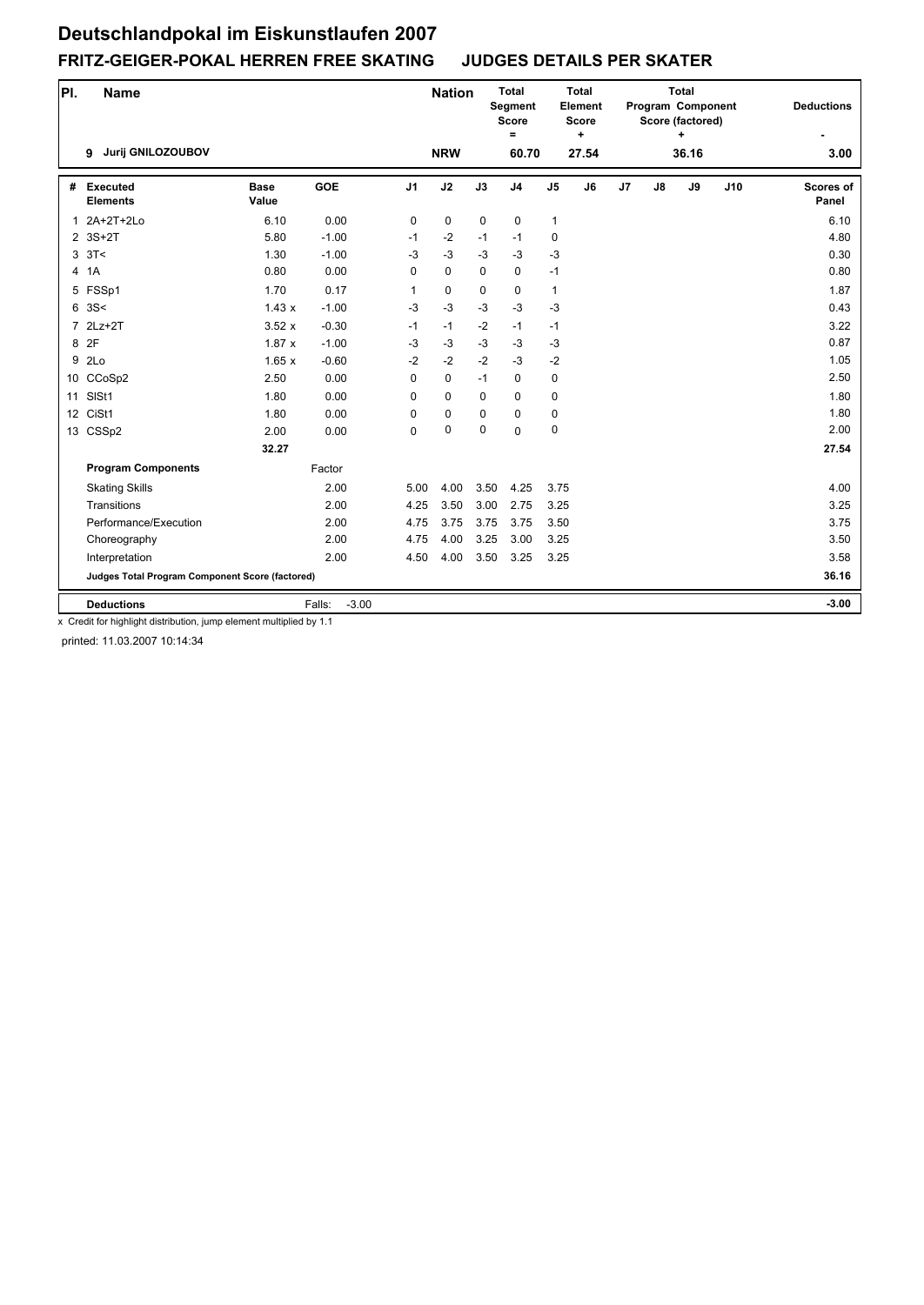# Deutschlandpokal im Eiskunstlaufen 2007

## FRITZ-GEIGER-POKAL HERREN FREE SKATING JUDGES DETAILS PER SKATER

| Pl. | Name | Nation | Total Segment Score = | Total Element Score + | Total Program Component Score (factored) + | Deductions - |
|---|---|---|---|---|---|---|
| 9 | Jurij GNILOZOUBOV | NRW | 60.70 | 27.54 | 36.16 | 3.00 |

| # | Executed Elements | Base Value | | GOE | J1 | J2 | J3 | J4 | J5 | J6 | J7 | J8 | J9 | J10 | Scores of Panel |
|---|---|---|---|---|---|---|---|---|---|---|---|---|---|---|---|
| 1 | 2A+2T+2Lo | 6.10 | | 0.00 | 0 | 0 | 0 | 0 | 1 | | | | | | 6.10 |
| 2 | 3S+2T | 5.80 | | -1.00 | -1 | -2 | -1 | -1 | 0 | | | | | | 4.80 |
| 3 | 3T< | 1.30 | | -1.00 | -3 | -3 | -3 | -3 | -3 | | | | | | 0.30 |
| 4 | 1A | 0.80 | | 0.00 | 0 | 0 | 0 | 0 | -1 | | | | | | 0.80 |
| 5 | FSSp1 | 1.70 | | 0.17 | 1 | 0 | 0 | 0 | 1 | | | | | | 1.87 |
| 6 | 3S< | 1.43 | x | -1.00 | -3 | -3 | -3 | -3 | -3 | | | | | | 0.43 |
| 7 | 2Lz+2T | 3.52 | x | -0.30 | -1 | -1 | -2 | -1 | -1 | | | | | | 3.22 |
| 8 | 2F | 1.87 | x | -1.00 | -3 | -3 | -3 | -3 | -3 | | | | | | 0.87 |
| 9 | 2Lo | 1.65 | x | -0.60 | -2 | -2 | -2 | -3 | -2 | | | | | | 1.05 |
| 10 | CCoSp2 | 2.50 | | 0.00 | 0 | 0 | -1 | 0 | 0 | | | | | | 2.50 |
| 11 | SlSt1 | 1.80 | | 0.00 | 0 | 0 | 0 | 0 | 0 | | | | | | 1.80 |
| 12 | CiSt1 | 1.80 | | 0.00 | 0 | 0 | 0 | 0 | 0 | | | | | | 1.80 |
| 13 | CSSp2 | 2.00 | | 0.00 | 0 | 0 | 0 | 0 | 0 | | | | | | 2.00 |
| | | 32.27 | | | | | | | | | | | | | 27.54 |
| | **Program Components** | | | Factor | | | | | | | | | | | |
| | Skating Skills | | | 2.00 | 5.00 | 4.00 | 3.50 | 4.25 | 3.75 | | | | | | 4.00 |
| | Transitions | | | 2.00 | 4.25 | 3.50 | 3.00 | 2.75 | 3.25 | | | | | | 3.25 |
| | Performance/Execution | | | 2.00 | 4.75 | 3.75 | 3.75 | 3.75 | 3.50 | | | | | | 3.75 |
| | Choreography | | | 2.00 | 4.75 | 4.00 | 3.25 | 3.00 | 3.25 | | | | | | 3.50 |
| | Interpretation | | | 2.00 | 4.50 | 4.00 | 3.50 | 3.25 | 3.25 | | | | | | 3.58 |
| | **Judges Total Program Component Score (factored)** | | | | | | | | | | | | | | 36.16 |
| | **Deductions** | | | Falls: -3.00 | | | | | | | | | | | -3.00 |

x Credit for highlight distribution, jump element multiplied by 1.1

printed: 11.03.2007 10:14:34